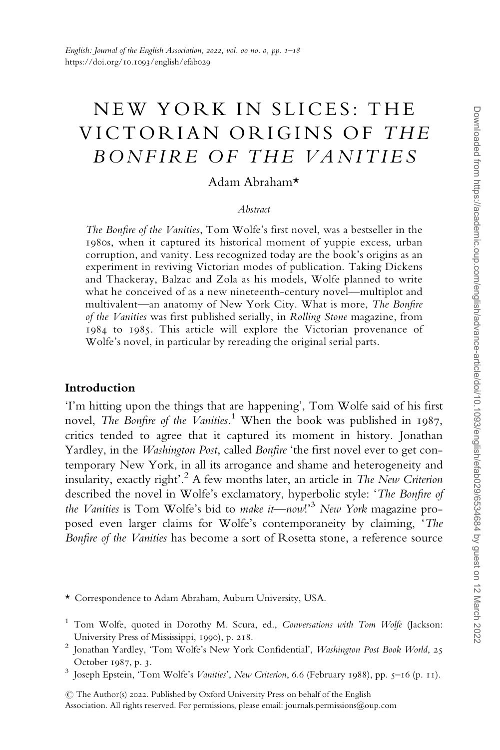# NEW YORK IN SLICES: THE VICTORIAN ORIGINS OF *THE BONFIRE OF THE VANITIES*

Adam Abraham*

*Abstract*

*The Bonfire of the Vanities*, Tom Wolfe's first novel, was a bestseller in the 1980s, when it captured its historical moment of yuppie excess, urban corruption, and vanity. Less recognized today are the book's origins as an experiment in reviving Victorian modes of publication. Taking Dickens and Thackeray, Balzac and Zola as his models, Wolfe planned to write what he conceived of as a new nineteenth-century novel—multiplot and multivalent—an anatomy of New York City. What is more, *The Bonfire of the Vanities* was first published serially, in *Rolling Stone* magazine, from 1984 to 1985. This article will explore the Victorian provenance of Wolfe's novel, in particular by rereading the original serial parts.

## Introduction

'I'm hitting upon the things that are happening', Tom Wolfe said of his first novel, *The Bonfire of the Vanities*.[1] When the book was published in 1987, critics tended to agree that it captured its moment in history. Jonathan Yardley, in the *Washington Post*, called *Bonfire* 'the first novel ever to get contemporary New York, in all its arrogance and shame and heterogeneity and insularity, exactly right'.[2] A few months later, an article in *The New Criterion* described the novel in Wolfe's exclamatory, hyperbolic style: '*The Bonfire of the Vanities* is Tom Wolfe's bid to *make it—now*!'[3] *New York* magazine proposed even larger claims for Wolfe's contemporaneity by claiming, '*The Bonfire of the Vanities* has become a sort of Rosetta stone, a reference source

---

* Correspondence to Adam Abraham, Auburn University, USA.

[1] Tom Wolfe, quoted in Dorothy M. Scura, ed., *Conversations with Tom Wolfe* (Jackson: University Press of Mississippi, 1990), p. 218.

[2] Jonathan Yardley, 'Tom Wolfe's New York Confidential', *Washington Post Book World*, 25 October 1987, p. 3.

[3] Joseph Epstein, 'Tom Wolfe's *Vanities*', *New Criterion*, 6.6 (February 1988), pp. 5–16 (p. 11).

© The Author(s) 2022. Published by Oxford University Press on behalf of the English Association. All rights reserved. For permissions, please email: journals.permissions@oup.com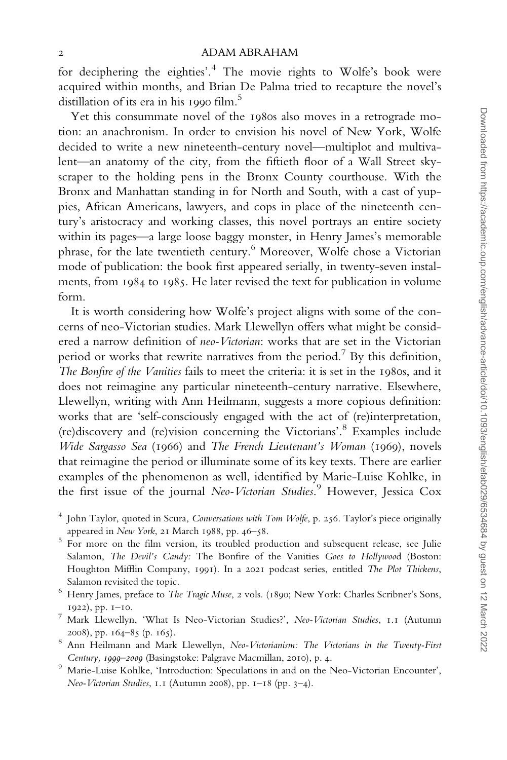for deciphering the eighties'.[4] The movie rights to Wolfe's book were acquired within months, and Brian De Palma tried to recapture the novel's distillation of its era in his 1990 film.[5]

Yet this consummate novel of the 1980s also moves in a retrograde motion: an anachronism. In order to envision his novel of New York, Wolfe decided to write a new nineteenth-century novel—multiplot and multivalent—an anatomy of the city, from the fiftieth floor of a Wall Street skyscraper to the holding pens in the Bronx County courthouse. With the Bronx and Manhattan standing in for North and South, with a cast of yuppies, African Americans, lawyers, and cops in place of the nineteenth century's aristocracy and working classes, this novel portrays an entire society within its pages—a large loose baggy monster, in Henry James's memorable phrase, for the late twentieth century.[6] Moreover, Wolfe chose a Victorian mode of publication: the book first appeared serially, in twenty-seven instalments, from 1984 to 1985. He later revised the text for publication in volume form.

It is worth considering how Wolfe's project aligns with some of the concerns of neo-Victorian studies. Mark Llewellyn offers what might be considered a narrow definition of *neo-Victorian*: works that are set in the Victorian period or works that rewrite narratives from the period.[7] By this definition, *The Bonfire of the Vanities* fails to meet the criteria: it is set in the 1980s, and it does not reimagine any particular nineteenth-century narrative. Elsewhere, Llewellyn, writing with Ann Heilmann, suggests a more copious definition: works that are 'self-consciously engaged with the act of (re)interpretation, (re)discovery and (re)vision concerning the Victorians'.[8] Examples include *Wide Sargasso Sea* (1966) and *The French Lieutenant's Woman* (1969), novels that reimagine the period or illuminate some of its key texts. There are earlier examples of the phenomenon as well, identified by Marie-Luise Kohlke, in the first issue of the journal *Neo-Victorian Studies*.[9] However, Jessica Cox

[4] John Taylor, quoted in Scura, *Conversations with Tom Wolfe*, p. 256. Taylor's piece originally appeared in *New York*, 21 March 1988, pp. 46–58.

[5] For more on the film version, its troubled production and subsequent release, see Julie Salamon, *The Devil's Candy:* The Bonfire of the Vanities *Goes to Hollywood* (Boston: Houghton Mifflin Company, 1991). In a 2021 podcast series, entitled *The Plot Thickens*, Salamon revisited the topic.

[6] Henry James, preface to *The Tragic Muse*, 2 vols. (1890; New York: Charles Scribner's Sons, 1922), pp. 1–10.

[7] Mark Llewellyn, 'What Is Neo-Victorian Studies?', *Neo-Victorian Studies*, 1.1 (Autumn 2008), pp. 164–85 (p. 165).

[8] Ann Heilmann and Mark Llewellyn, *Neo-Victorianism: The Victorians in the Twenty-First Century, 1999–2009* (Basingstoke: Palgrave Macmillan, 2010), p. 4.

[9] Marie-Luise Kohlke, 'Introduction: Speculations in and on the Neo-Victorian Encounter', *Neo-Victorian Studies*, 1.1 (Autumn 2008), pp. 1–18 (pp. 3–4).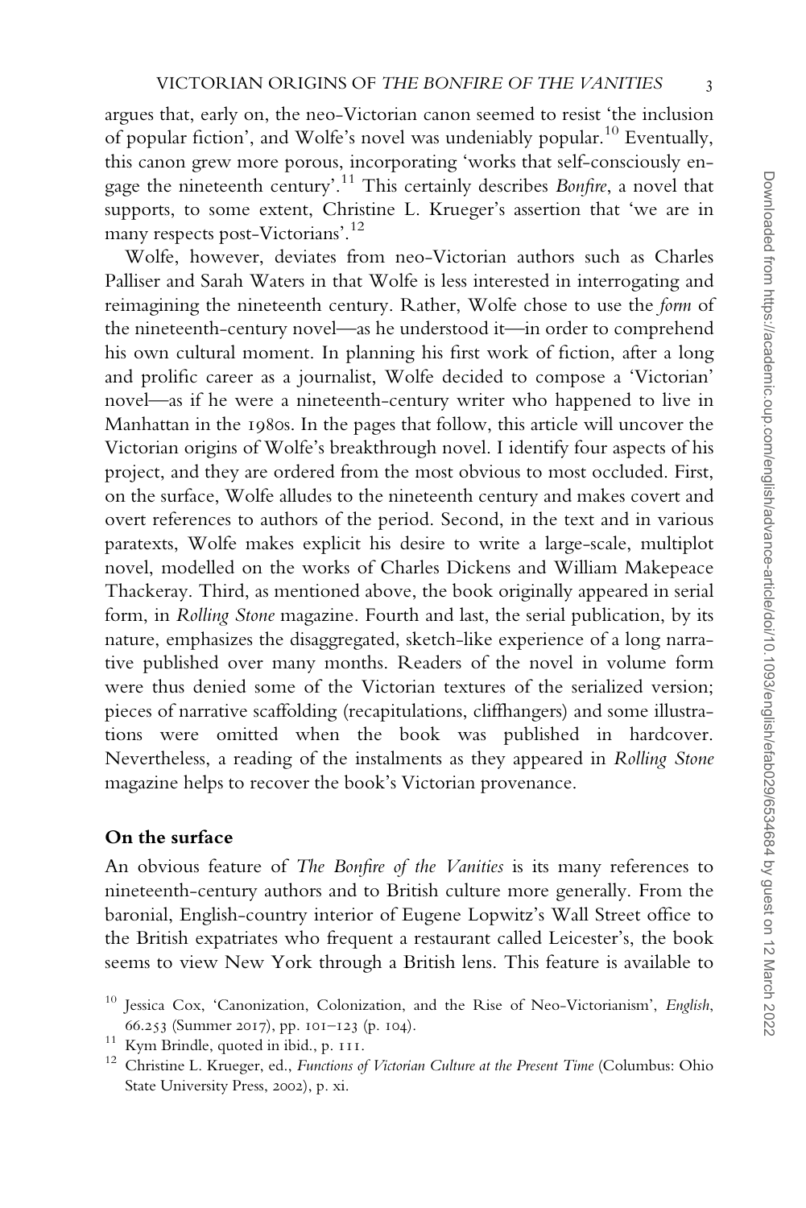argues that, early on, the neo-Victorian canon seemed to resist 'the inclusion of popular fiction', and Wolfe's novel was undeniably popular.[10] Eventually, this canon grew more porous, incorporating 'works that self-consciously engage the nineteenth century'.[11] This certainly describes *Bonfire*, a novel that supports, to some extent, Christine L. Krueger's assertion that 'we are in many respects post-Victorians'.[12]

Wolfe, however, deviates from neo-Victorian authors such as Charles Palliser and Sarah Waters in that Wolfe is less interested in interrogating and reimagining the nineteenth century. Rather, Wolfe chose to use the *form* of the nineteenth-century novel—as he understood it—in order to comprehend his own cultural moment. In planning his first work of fiction, after a long and prolific career as a journalist, Wolfe decided to compose a 'Victorian' novel—as if he were a nineteenth-century writer who happened to live in Manhattan in the 1980s. In the pages that follow, this article will uncover the Victorian origins of Wolfe's breakthrough novel. I identify four aspects of his project, and they are ordered from the most obvious to most occluded. First, on the surface, Wolfe alludes to the nineteenth century and makes covert and overt references to authors of the period. Second, in the text and in various paratexts, Wolfe makes explicit his desire to write a large-scale, multiplot novel, modelled on the works of Charles Dickens and William Makepeace Thackeray. Third, as mentioned above, the book originally appeared in serial form, in *Rolling Stone* magazine. Fourth and last, the serial publication, by its nature, emphasizes the disaggregated, sketch-like experience of a long narrative published over many months. Readers of the novel in volume form were thus denied some of the Victorian textures of the serialized version; pieces of narrative scaffolding (recapitulations, cliffhangers) and some illustrations were omitted when the book was published in hardcover. Nevertheless, a reading of the instalments as they appeared in *Rolling Stone* magazine helps to recover the book's Victorian provenance.

## On the surface

An obvious feature of *The Bonfire of the Vanities* is its many references to nineteenth-century authors and to British culture more generally. From the baronial, English-country interior of Eugene Lopwitz's Wall Street office to the British expatriates who frequent a restaurant called Leicester's, the book seems to view New York through a British lens. This feature is available to

[10] Jessica Cox, 'Canonization, Colonization, and the Rise of Neo-Victorianism', *English*, 66.253 (Summer 2017), pp. 101–123 (p. 104).

[11] Kym Brindle, quoted in ibid., p. 111.

[12] Christine L. Krueger, ed., *Functions of Victorian Culture at the Present Time* (Columbus: Ohio State University Press, 2002), p. xi.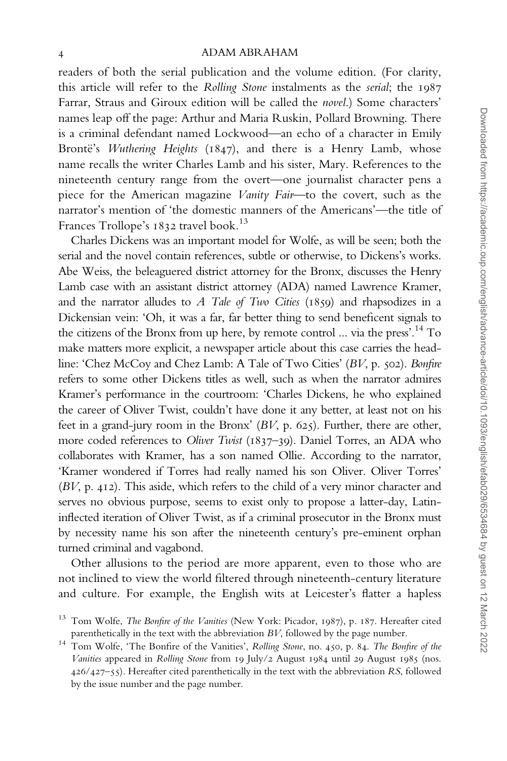readers of both the serial publication and the volume edition. (For clarity, this article will refer to the *Rolling Stone* instalments as the *serial*; the 1987 Farrar, Straus and Giroux edition will be called the *novel*.) Some characters' names leap off the page: Arthur and Maria Ruskin, Pollard Browning. There is a criminal defendant named Lockwood—an echo of a character in Emily Brontë's *Wuthering Heights* (1847), and there is a Henry Lamb, whose name recalls the writer Charles Lamb and his sister, Mary. References to the nineteenth century range from the overt—one journalist character pens a piece for the American magazine *Vanity Fair*—to the covert, such as the narrator's mention of 'the domestic manners of the Americans'—the title of Frances Trollope's 1832 travel book.[13]

Charles Dickens was an important model for Wolfe, as will be seen; both the serial and the novel contain references, subtle or otherwise, to Dickens's works. Abe Weiss, the beleaguered district attorney for the Bronx, discusses the Henry Lamb case with an assistant district attorney (ADA) named Lawrence Kramer, and the narrator alludes to *A Tale of Two Cities* (1859) and rhapsodizes in a Dickensian vein: 'Oh, it was a far, far better thing to send beneficent signals to the citizens of the Bronx from up here, by remote control ... via the press'.[14] To make matters more explicit, a newspaper article about this case carries the headline: 'Chez McCoy and Chez Lamb: A Tale of Two Cities' (*BV*, p. 502). *Bonfire* refers to some other Dickens titles as well, such as when the narrator admires Kramer's performance in the courtroom: 'Charles Dickens, he who explained the career of Oliver Twist, couldn't have done it any better, at least not on his feet in a grand-jury room in the Bronx' (*BV*, p. 625). Further, there are other, more coded references to *Oliver Twist* (1837–39). Daniel Torres, an ADA who collaborates with Kramer, has a son named Ollie. According to the narrator, 'Kramer wondered if Torres had really named his son Oliver. Oliver Torres' (*BV*, p. 412). This aside, which refers to the child of a very minor character and serves no obvious purpose, seems to exist only to propose a latter-day, Latin-inflected iteration of Oliver Twist, as if a criminal prosecutor in the Bronx must by necessity name his son after the nineteenth century's pre-eminent orphan turned criminal and vagabond.

Other allusions to the period are more apparent, even to those who are not inclined to view the world filtered through nineteenth-century literature and culture. For example, the English wits at Leicester's flatter a hapless

[13] Tom Wolfe, *The Bonfire of the Vanities* (New York: Picador, 1987), p. 187. Hereafter cited parenthetically in the text with the abbreviation *BV*, followed by the page number.

[14] Tom Wolfe, 'The Bonfire of the Vanities', *Rolling Stone*, no. 450, p. 84. *The Bonfire of the Vanities* appeared in *Rolling Stone* from 19 July/2 August 1984 until 29 August 1985 (nos. 426/427–55). Hereafter cited parenthetically in the text with the abbreviation *RS*, followed by the issue number and the page number.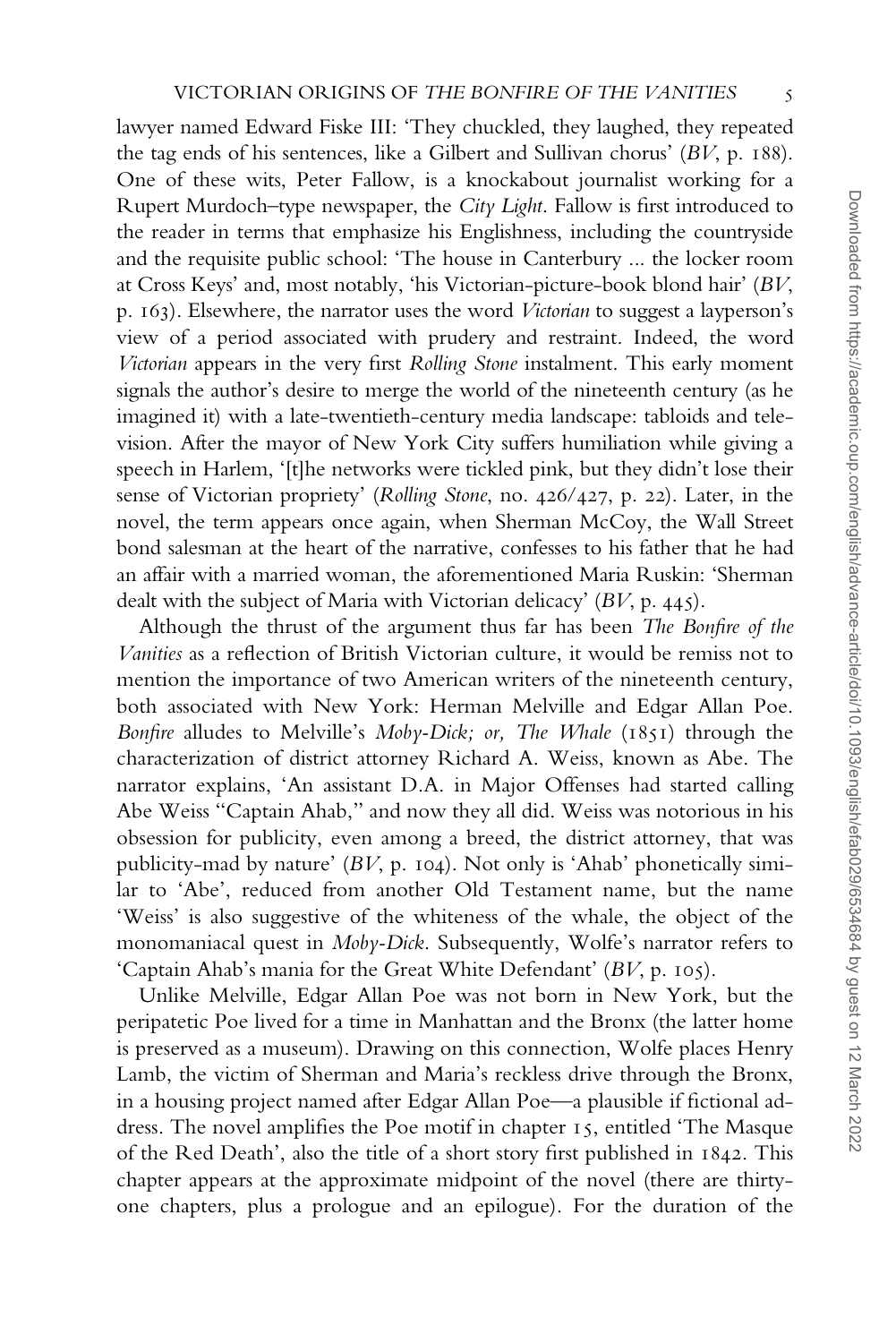lawyer named Edward Fiske III: 'They chuckled, they laughed, they repeated the tag ends of his sentences, like a Gilbert and Sullivan chorus' (*BV*, p. 188). One of these wits, Peter Fallow, is a knockabout journalist working for a Rupert Murdoch–type newspaper, the *City Light*. Fallow is first introduced to the reader in terms that emphasize his Englishness, including the countryside and the requisite public school: 'The house in Canterbury ... the locker room at Cross Keys' and, most notably, 'his Victorian-picture-book blond hair' (*BV*, p. 163). Elsewhere, the narrator uses the word *Victorian* to suggest a layperson's view of a period associated with prudery and restraint. Indeed, the word *Victorian* appears in the very first *Rolling Stone* instalment. This early moment signals the author's desire to merge the world of the nineteenth century (as he imagined it) with a late-twentieth-century media landscape: tabloids and television. After the mayor of New York City suffers humiliation while giving a speech in Harlem, '[t]he networks were tickled pink, but they didn't lose their sense of Victorian propriety' (*Rolling Stone*, no. 426/427, p. 22). Later, in the novel, the term appears once again, when Sherman McCoy, the Wall Street bond salesman at the heart of the narrative, confesses to his father that he had an affair with a married woman, the aforementioned Maria Ruskin: 'Sherman dealt with the subject of Maria with Victorian delicacy' (*BV*, p. 445).

Although the thrust of the argument thus far has been *The Bonfire of the Vanities* as a reflection of British Victorian culture, it would be remiss not to mention the importance of two American writers of the nineteenth century, both associated with New York: Herman Melville and Edgar Allan Poe. *Bonfire* alludes to Melville's *Moby-Dick; or, The Whale* (1851) through the characterization of district attorney Richard A. Weiss, known as Abe. The narrator explains, 'An assistant D.A. in Major Offenses had started calling Abe Weiss "Captain Ahab," and now they all did. Weiss was notorious in his obsession for publicity, even among a breed, the district attorney, that was publicity-mad by nature' (*BV*, p. 104). Not only is 'Ahab' phonetically similar to 'Abe', reduced from another Old Testament name, but the name 'Weiss' is also suggestive of the whiteness of the whale, the object of the monomaniacal quest in *Moby-Dick*. Subsequently, Wolfe's narrator refers to 'Captain Ahab's mania for the Great White Defendant' (*BV*, p. 105).

Unlike Melville, Edgar Allan Poe was not born in New York, but the peripatetic Poe lived for a time in Manhattan and the Bronx (the latter home is preserved as a museum). Drawing on this connection, Wolfe places Henry Lamb, the victim of Sherman and Maria's reckless drive through the Bronx, in a housing project named after Edgar Allan Poe—a plausible if fictional address. The novel amplifies the Poe motif in chapter 15, entitled 'The Masque of the Red Death', also the title of a short story first published in 1842. This chapter appears at the approximate midpoint of the novel (there are thirty-one chapters, plus a prologue and an epilogue). For the duration of the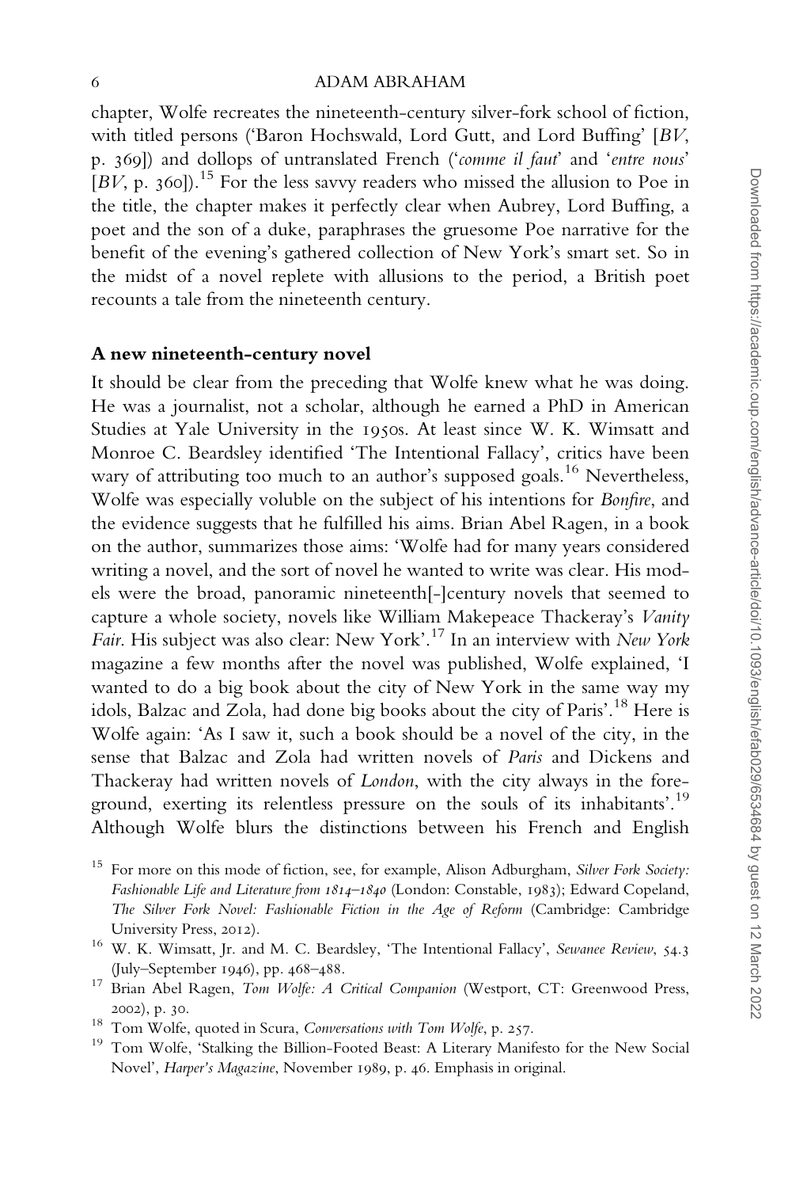chapter, Wolfe recreates the nineteenth-century silver-fork school of fiction, with titled persons ('Baron Hochswald, Lord Gutt, and Lord Buffing' [*BV*, p. 369]) and dollops of untranslated French ('*comme il faut*' and '*entre nous*' [*BV*, p. 360]).[15] For the less savvy readers who missed the allusion to Poe in the title, the chapter makes it perfectly clear when Aubrey, Lord Buffing, a poet and the son of a duke, paraphrases the gruesome Poe narrative for the benefit of the evening's gathered collection of New York's smart set. So in the midst of a novel replete with allusions to the period, a British poet recounts a tale from the nineteenth century.

**A new nineteenth-century novel**

It should be clear from the preceding that Wolfe knew what he was doing. He was a journalist, not a scholar, although he earned a PhD in American Studies at Yale University in the 1950s. At least since W. K. Wimsatt and Monroe C. Beardsley identified 'The Intentional Fallacy', critics have been wary of attributing too much to an author's supposed goals.[16] Nevertheless, Wolfe was especially voluble on the subject of his intentions for *Bonfire*, and the evidence suggests that he fulfilled his aims. Brian Abel Ragen, in a book on the author, summarizes those aims: 'Wolfe had for many years considered writing a novel, and the sort of novel he wanted to write was clear. His models were the broad, panoramic nineteenth[-]century novels that seemed to capture a whole society, novels like William Makepeace Thackeray's *Vanity Fair*. His subject was also clear: New York'.[17] In an interview with *New York* magazine a few months after the novel was published, Wolfe explained, 'I wanted to do a big book about the city of New York in the same way my idols, Balzac and Zola, had done big books about the city of Paris'.[18] Here is Wolfe again: 'As I saw it, such a book should be a novel of the city, in the sense that Balzac and Zola had written novels of *Paris* and Dickens and Thackeray had written novels of *London*, with the city always in the foreground, exerting its relentless pressure on the souls of its inhabitants'.[19] Although Wolfe blurs the distinctions between his French and English

[15] For more on this mode of fiction, see, for example, Alison Adburgham, *Silver Fork Society: Fashionable Life and Literature from 1814–1840* (London: Constable, 1983); Edward Copeland, *The Silver Fork Novel: Fashionable Fiction in the Age of Reform* (Cambridge: Cambridge University Press, 2012).

[16] W. K. Wimsatt, Jr. and M. C. Beardsley, 'The Intentional Fallacy', *Sewanee Review*, 54.3 (July–September 1946), pp. 468–488.

[17] Brian Abel Ragen, *Tom Wolfe: A Critical Companion* (Westport, CT: Greenwood Press, 2002), p. 30.

[18] Tom Wolfe, quoted in Scura, *Conversations with Tom Wolfe*, p. 257.

[19] Tom Wolfe, 'Stalking the Billion-Footed Beast: A Literary Manifesto for the New Social Novel', *Harper's Magazine*, November 1989, p. 46. Emphasis in original.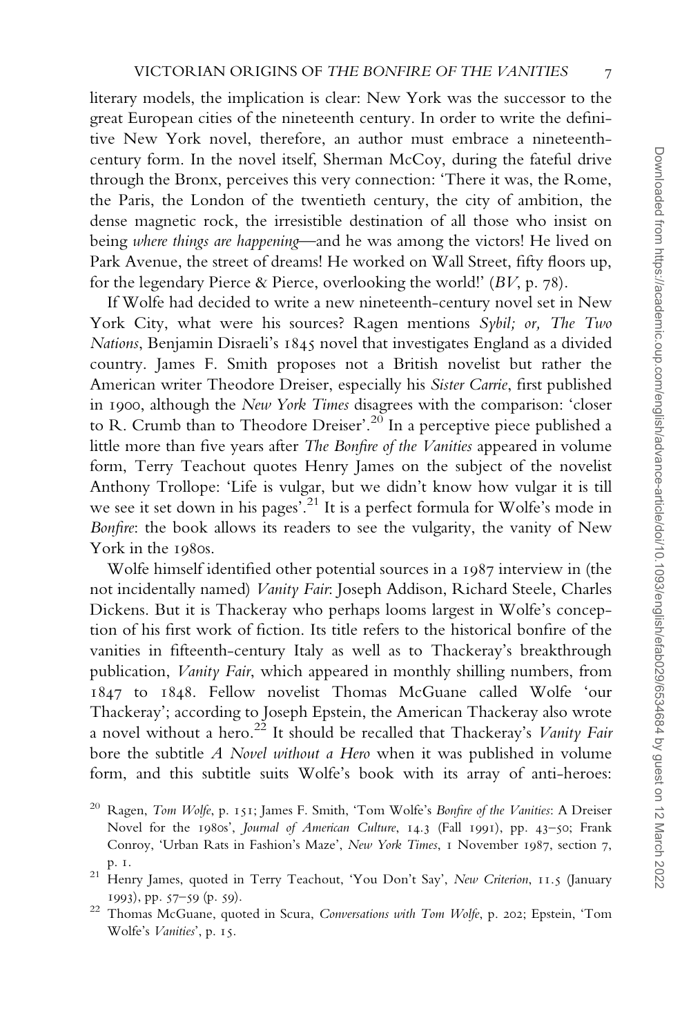literary models, the implication is clear: New York was the successor to the great European cities of the nineteenth century. In order to write the definitive New York novel, therefore, an author must embrace a nineteenth-century form. In the novel itself, Sherman McCoy, during the fateful drive through the Bronx, perceives this very connection: 'There it was, the Rome, the Paris, the London of the twentieth century, the city of ambition, the dense magnetic rock, the irresistible destination of all those who insist on being *where things are happening*—and he was among the victors! He lived on Park Avenue, the street of dreams! He worked on Wall Street, fifty floors up, for the legendary Pierce & Pierce, overlooking the world!' (*BV*, p. 78).

If Wolfe had decided to write a new nineteenth-century novel set in New York City, what were his sources? Ragen mentions *Sybil; or, The Two Nations*, Benjamin Disraeli's 1845 novel that investigates England as a divided country. James F. Smith proposes not a British novelist but rather the American writer Theodore Dreiser, especially his *Sister Carrie*, first published in 1900, although the *New York Times* disagrees with the comparison: 'closer to R. Crumb than to Theodore Dreiser'.[20] In a perceptive piece published a little more than five years after *The Bonfire of the Vanities* appeared in volume form, Terry Teachout quotes Henry James on the subject of the novelist Anthony Trollope: 'Life is vulgar, but we didn't know how vulgar it is till we see it set down in his pages'.[21] It is a perfect formula for Wolfe's mode in *Bonfire*: the book allows its readers to see the vulgarity, the vanity of New York in the 1980s.

Wolfe himself identified other potential sources in a 1987 interview in (the not incidentally named) *Vanity Fair*: Joseph Addison, Richard Steele, Charles Dickens. But it is Thackeray who perhaps looms largest in Wolfe's conception of his first work of fiction. Its title refers to the historical bonfire of the vanities in fifteenth-century Italy as well as to Thackeray's breakthrough publication, *Vanity Fair*, which appeared in monthly shilling numbers, from 1847 to 1848. Fellow novelist Thomas McGuane called Wolfe 'our Thackeray'; according to Joseph Epstein, the American Thackeray also wrote a novel without a hero.[22] It should be recalled that Thackeray's *Vanity Fair* bore the subtitle *A Novel without a Hero* when it was published in volume form, and this subtitle suits Wolfe's book with its array of anti-heroes:

[20] Ragen, *Tom Wolfe*, p. 151; James F. Smith, 'Tom Wolfe's *Bonfire of the Vanities*: A Dreiser Novel for the 1980s', *Journal of American Culture*, 14.3 (Fall 1991), pp. 43–50; Frank Conroy, 'Urban Rats in Fashion's Maze', *New York Times*, 1 November 1987, section 7, p. 1.

[21] Henry James, quoted in Terry Teachout, 'You Don't Say', *New Criterion*, 11.5 (January 1993), pp. 57–59 (p. 59).

[22] Thomas McGuane, quoted in Scura, *Conversations with Tom Wolfe*, p. 202; Epstein, 'Tom Wolfe's *Vanities*', p. 15.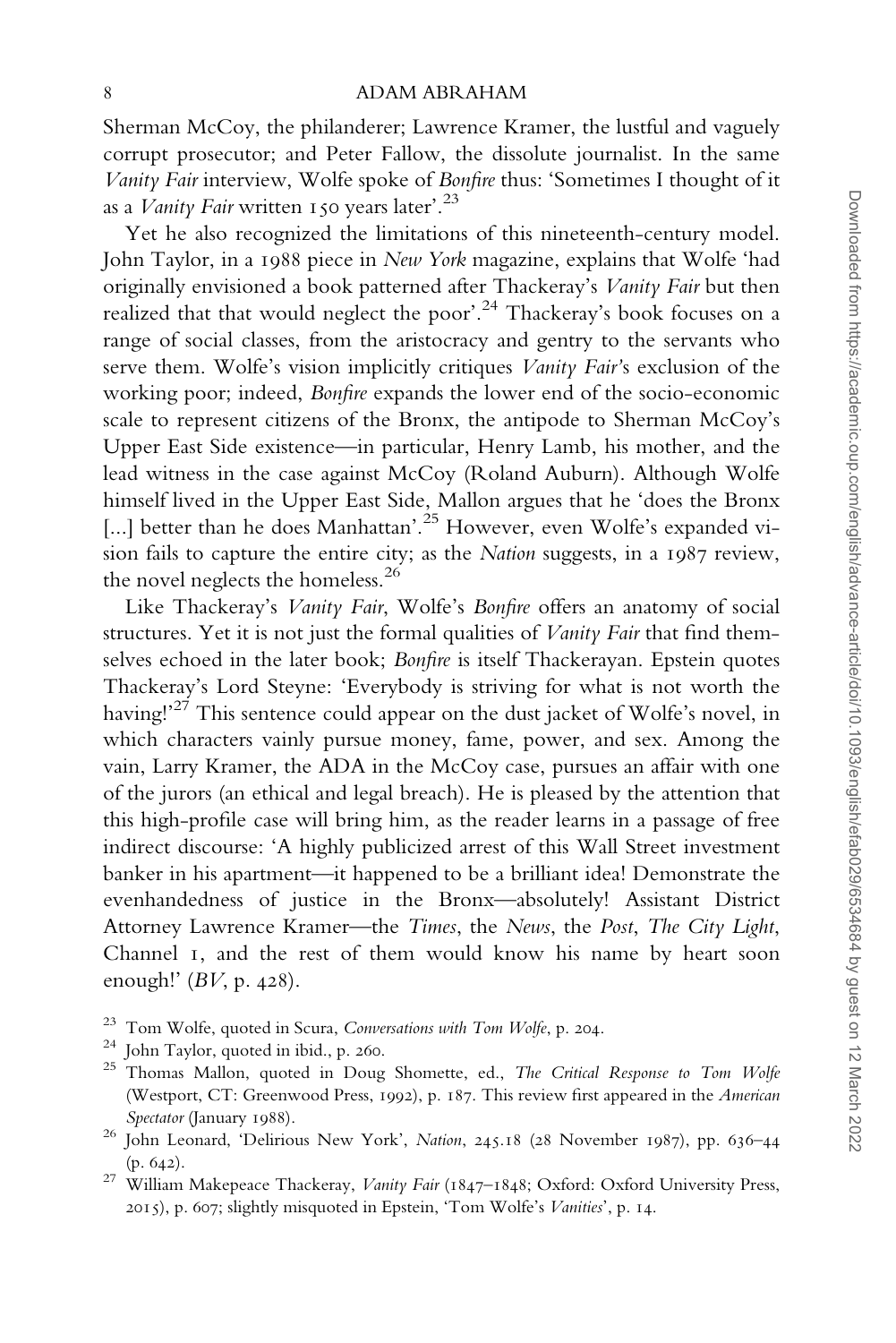Sherman McCoy, the philanderer; Lawrence Kramer, the lustful and vaguely corrupt prosecutor; and Peter Fallow, the dissolute journalist. In the same *Vanity Fair* interview, Wolfe spoke of *Bonfire* thus: 'Sometimes I thought of it as a *Vanity Fair* written 150 years later'.[23]

Yet he also recognized the limitations of this nineteenth-century model. John Taylor, in a 1988 piece in *New York* magazine, explains that Wolfe 'had originally envisioned a book patterned after Thackeray's *Vanity Fair* but then realized that that would neglect the poor'.[24] Thackeray's book focuses on a range of social classes, from the aristocracy and gentry to the servants who serve them. Wolfe's vision implicitly critiques *Vanity Fair*'s exclusion of the working poor; indeed, *Bonfire* expands the lower end of the socio-economic scale to represent citizens of the Bronx, the antipode to Sherman McCoy's Upper East Side existence—in particular, Henry Lamb, his mother, and the lead witness in the case against McCoy (Roland Auburn). Although Wolfe himself lived in the Upper East Side, Mallon argues that he 'does the Bronx [...] better than he does Manhattan'.[25] However, even Wolfe's expanded vision fails to capture the entire city; as the *Nation* suggests, in a 1987 review, the novel neglects the homeless.[26]

Like Thackeray's *Vanity Fair*, Wolfe's *Bonfire* offers an anatomy of social structures. Yet it is not just the formal qualities of *Vanity Fair* that find themselves echoed in the later book; *Bonfire* is itself Thackerayan. Epstein quotes Thackeray's Lord Steyne: 'Everybody is striving for what is not worth the having!'[27] This sentence could appear on the dust jacket of Wolfe's novel, in which characters vainly pursue money, fame, power, and sex. Among the vain, Larry Kramer, the ADA in the McCoy case, pursues an affair with one of the jurors (an ethical and legal breach). He is pleased by the attention that this high-profile case will bring him, as the reader learns in a passage of free indirect discourse: 'A highly publicized arrest of this Wall Street investment banker in his apartment—it happened to be a brilliant idea! Demonstrate the evenhandedness of justice in the Bronx—absolutely! Assistant District Attorney Lawrence Kramer—the *Times*, the *News*, the *Post*, *The City Light*, Channel 1, and the rest of them would know his name by heart soon enough!' (*BV*, p. 428).

[23] Tom Wolfe, quoted in Scura, *Conversations with Tom Wolfe*, p. 204.

[24] John Taylor, quoted in ibid., p. 260.

[25] Thomas Mallon, quoted in Doug Shomette, ed., *The Critical Response to Tom Wolfe* (Westport, CT: Greenwood Press, 1992), p. 187. This review first appeared in the *American Spectator* (January 1988).

[26] John Leonard, 'Delirious New York', *Nation*, 245.18 (28 November 1987), pp. 636–44 (p. 642).

[27] William Makepeace Thackeray, *Vanity Fair* (1847–1848; Oxford: Oxford University Press, 2015), p. 607; slightly misquoted in Epstein, 'Tom Wolfe's *Vanities*', p. 14.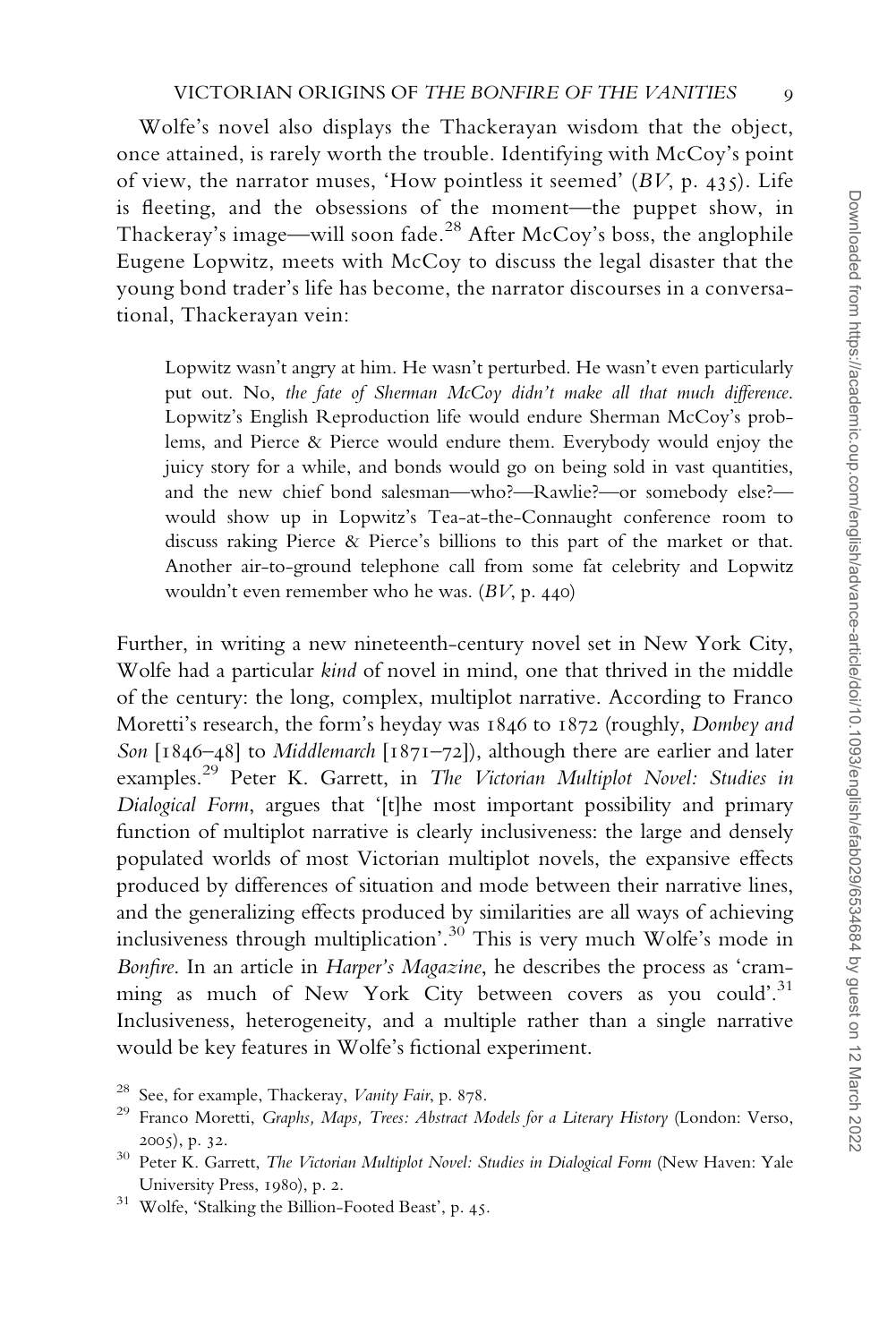Wolfe's novel also displays the Thackerayan wisdom that the object, once attained, is rarely worth the trouble. Identifying with McCoy's point of view, the narrator muses, 'How pointless it seemed' (*BV*, p. 435). Life is fleeting, and the obsessions of the moment—the puppet show, in Thackeray's image—will soon fade.[28] After McCoy's boss, the anglophile Eugene Lopwitz, meets with McCoy to discuss the legal disaster that the young bond trader's life has become, the narrator discourses in a conversational, Thackerayan vein:

> Lopwitz wasn't angry at him. He wasn't perturbed. He wasn't even particularly put out. No, *the fate of Sherman McCoy didn't make all that much difference*. Lopwitz's English Reproduction life would endure Sherman McCoy's problems, and Pierce & Pierce would endure them. Everybody would enjoy the juicy story for a while, and bonds would go on being sold in vast quantities, and the new chief bond salesman—who?—Rawlie?—or somebody else?—would show up in Lopwitz's Tea-at-the-Connaught conference room to discuss raking Pierce & Pierce's billions to this part of the market or that. Another air-to-ground telephone call from some fat celebrity and Lopwitz wouldn't even remember who he was. (*BV*, p. 440)

Further, in writing a new nineteenth-century novel set in New York City, Wolfe had a particular *kind* of novel in mind, one that thrived in the middle of the century: the long, complex, multiplot narrative. According to Franco Moretti's research, the form's heyday was 1846 to 1872 (roughly, *Dombey and Son* [1846–48] to *Middlemarch* [1871–72]), although there are earlier and later examples.[29] Peter K. Garrett, in *The Victorian Multiplot Novel: Studies in Dialogical Form*, argues that '[t]he most important possibility and primary function of multiplot narrative is clearly inclusiveness: the large and densely populated worlds of most Victorian multiplot novels, the expansive effects produced by differences of situation and mode between their narrative lines, and the generalizing effects produced by similarities are all ways of achieving inclusiveness through multiplication'.[30] This is very much Wolfe's mode in *Bonfire*. In an article in *Harper's Magazine*, he describes the process as 'cramming as much of New York City between covers as you could'.[31] Inclusiveness, heterogeneity, and a multiple rather than a single narrative would be key features in Wolfe's fictional experiment.

[28] See, for example, Thackeray, *Vanity Fair*, p. 878.

[29] Franco Moretti, *Graphs, Maps, Trees: Abstract Models for a Literary History* (London: Verso, 2005), p. 32.

[30] Peter K. Garrett, *The Victorian Multiplot Novel: Studies in Dialogical Form* (New Haven: Yale University Press, 1980), p. 2.

[31] Wolfe, 'Stalking the Billion-Footed Beast', p. 45.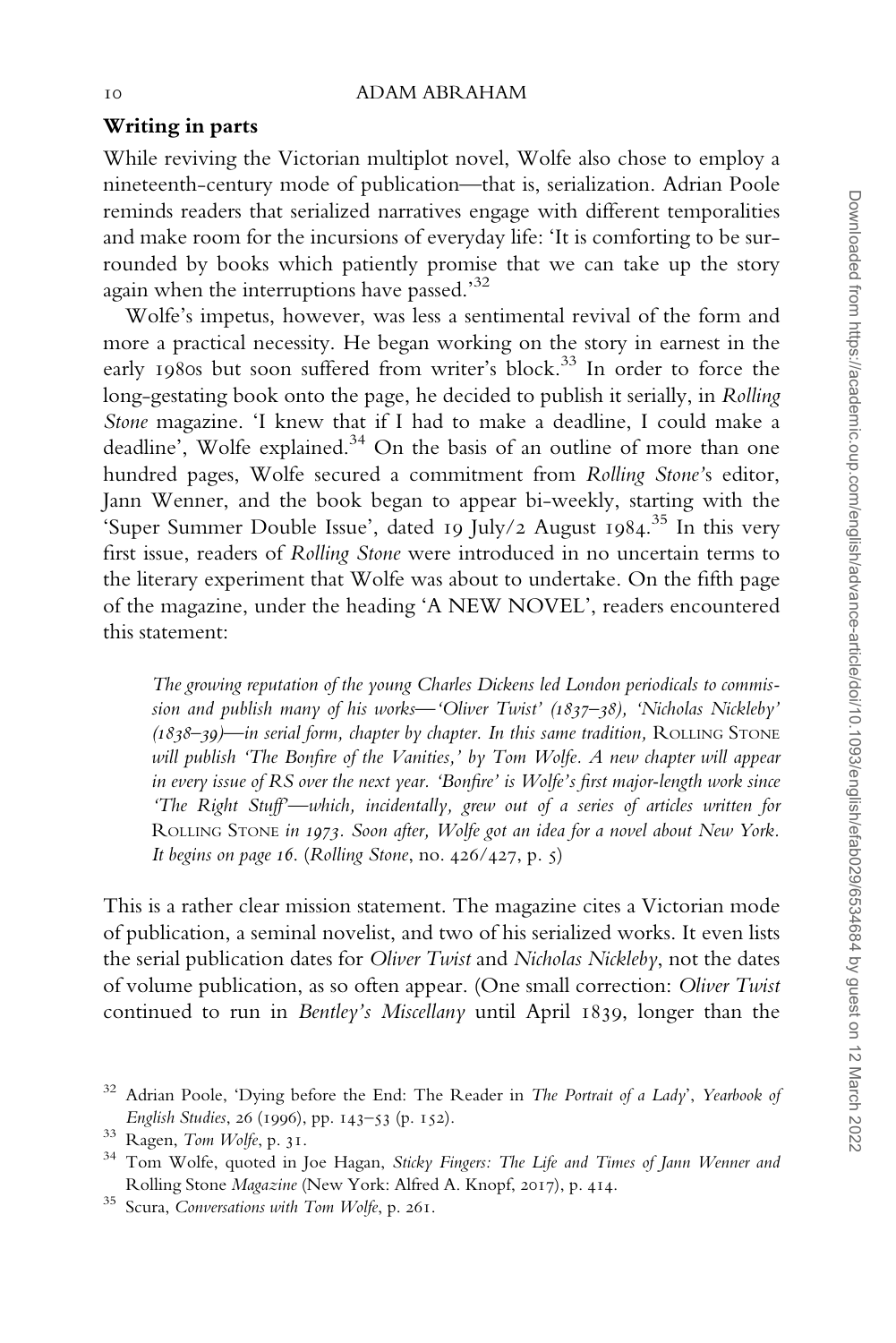## Writing in parts

While reviving the Victorian multiplot novel, Wolfe also chose to employ a nineteenth-century mode of publication—that is, serialization. Adrian Poole reminds readers that serialized narratives engage with different temporalities and make room for the incursions of everyday life: 'It is comforting to be surrounded by books which patiently promise that we can take up the story again when the interruptions have passed.'[32]

Wolfe's impetus, however, was less a sentimental revival of the form and more a practical necessity. He began working on the story in earnest in the early 1980s but soon suffered from writer's block.[33] In order to force the long-gestating book onto the page, he decided to publish it serially, in *Rolling Stone* magazine. 'I knew that if I had to make a deadline, I could make a deadline', Wolfe explained.[34] On the basis of an outline of more than one hundred pages, Wolfe secured a commitment from *Rolling Stone*'s editor, Jann Wenner, and the book began to appear bi-weekly, starting with the 'Super Summer Double Issue', dated 19 July/2 August 1984.[35] In this very first issue, readers of *Rolling Stone* were introduced in no uncertain terms to the literary experiment that Wolfe was about to undertake. On the fifth page of the magazine, under the heading 'A NEW NOVEL', readers encountered this statement:

> *The growing reputation of the young Charles Dickens led London periodicals to commission and publish many of his works—'Oliver Twist' (1837–38), 'Nicholas Nickleby' (1838–39)—in serial form, chapter by chapter. In this same tradition,* ROLLING STONE *will publish 'The Bonfire of the Vanities,' by Tom Wolfe. A new chapter will appear in every issue of RS over the next year. 'Bonfire' is Wolfe's first major-length work since 'The Right Stuff'—which, incidentally, grew out of a series of articles written for* ROLLING STONE *in 1973. Soon after, Wolfe got an idea for a novel about New York. It begins on page 16.* (*Rolling Stone*, no. 426/427, p. 5)

This is a rather clear mission statement. The magazine cites a Victorian mode of publication, a seminal novelist, and two of his serialized works. It even lists the serial publication dates for *Oliver Twist* and *Nicholas Nickleby*, not the dates of volume publication, as so often appear. (One small correction: *Oliver Twist* continued to run in *Bentley's Miscellany* until April 1839, longer than the

---

[32] Adrian Poole, 'Dying before the End: The Reader in *The Portrait of a Lady*', *Yearbook of English Studies*, 26 (1996), pp. 143–53 (p. 152).

[33] Ragen, *Tom Wolfe*, p. 31.

[34] Tom Wolfe, quoted in Joe Hagan, *Sticky Fingers: The Life and Times of Jann Wenner and* Rolling Stone *Magazine* (New York: Alfred A. Knopf, 2017), p. 414.

[35] Scura, *Conversations with Tom Wolfe*, p. 261.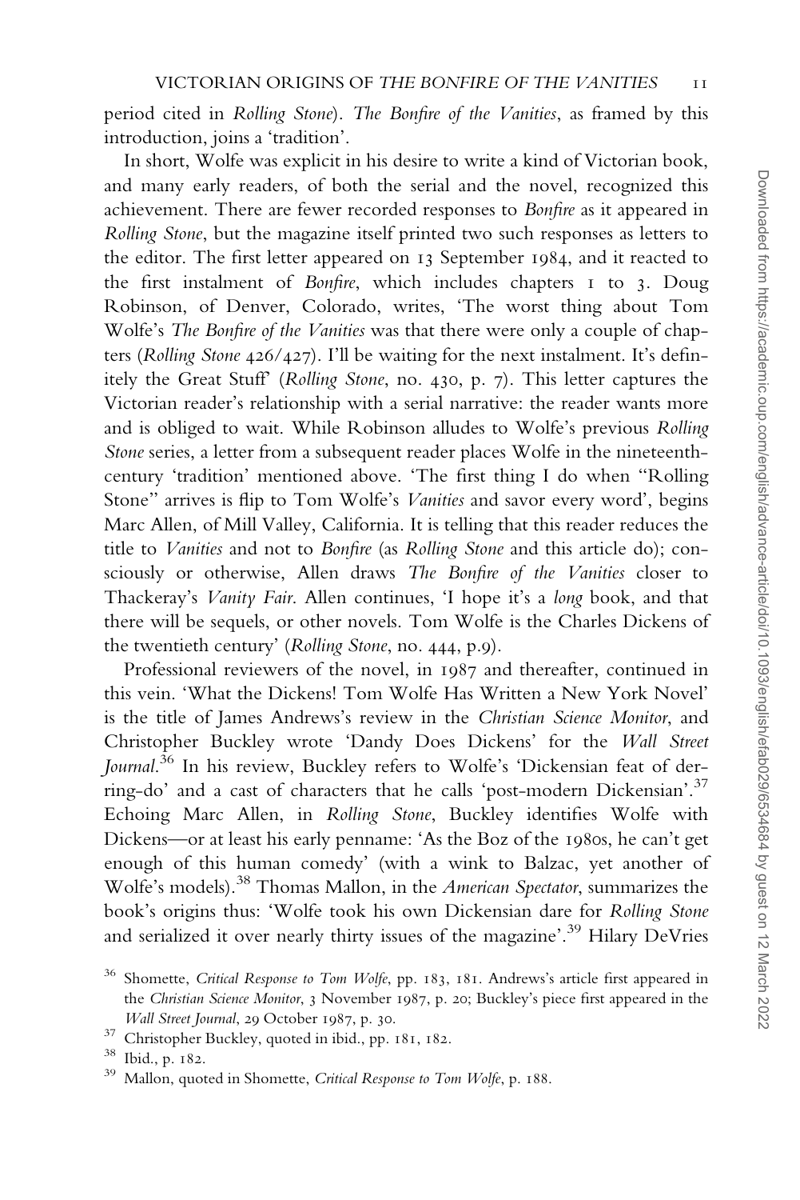period cited in *Rolling Stone*). *The Bonfire of the Vanities*, as framed by this introduction, joins a 'tradition'.

In short, Wolfe was explicit in his desire to write a kind of Victorian book, and many early readers, of both the serial and the novel, recognized this achievement. There are fewer recorded responses to *Bonfire* as it appeared in *Rolling Stone*, but the magazine itself printed two such responses as letters to the editor. The first letter appeared on 13 September 1984, and it reacted to the first instalment of *Bonfire*, which includes chapters 1 to 3. Doug Robinson, of Denver, Colorado, writes, 'The worst thing about Tom Wolfe's *The Bonfire of the Vanities* was that there were only a couple of chapters (*Rolling Stone* 426/427). I'll be waiting for the next instalment. It's definitely the Great Stuff' (*Rolling Stone*, no. 430, p. 7). This letter captures the Victorian reader's relationship with a serial narrative: the reader wants more and is obliged to wait. While Robinson alludes to Wolfe's previous *Rolling Stone* series, a letter from a subsequent reader places Wolfe in the nineteenth-century 'tradition' mentioned above. 'The first thing I do when "Rolling Stone" arrives is flip to Tom Wolfe's *Vanities* and savor every word', begins Marc Allen, of Mill Valley, California. It is telling that this reader reduces the title to *Vanities* and not to *Bonfire* (as *Rolling Stone* and this article do); consciously or otherwise, Allen draws *The Bonfire of the Vanities* closer to Thackeray's *Vanity Fair*. Allen continues, 'I hope it's a *long* book, and that there will be sequels, or other novels. Tom Wolfe is the Charles Dickens of the twentieth century' (*Rolling Stone*, no. 444, p.9).

Professional reviewers of the novel, in 1987 and thereafter, continued in this vein. 'What the Dickens! Tom Wolfe Has Written a New York Novel' is the title of James Andrews's review in the *Christian Science Monitor*, and Christopher Buckley wrote 'Dandy Does Dickens' for the *Wall Street Journal*.[36] In his review, Buckley refers to Wolfe's 'Dickensian feat of derring-do' and a cast of characters that he calls 'post-modern Dickensian'.[37] Echoing Marc Allen, in *Rolling Stone*, Buckley identifies Wolfe with Dickens—or at least his early penname: 'As the Boz of the 1980s, he can't get enough of this human comedy' (with a wink to Balzac, yet another of Wolfe's models).[38] Thomas Mallon, in the *American Spectator*, summarizes the book's origins thus: 'Wolfe took his own Dickensian dare for *Rolling Stone* and serialized it over nearly thirty issues of the magazine'.[39] Hilary DeVries

[36] Shomette, *Critical Response to Tom Wolfe*, pp. 183, 181. Andrews's article first appeared in the *Christian Science Monitor*, 3 November 1987, p. 20; Buckley's piece first appeared in the *Wall Street Journal*, 29 October 1987, p. 30.

[37] Christopher Buckley, quoted in ibid., pp. 181, 182.

[38] Ibid., p. 182.

[39] Mallon, quoted in Shomette, *Critical Response to Tom Wolfe*, p. 188.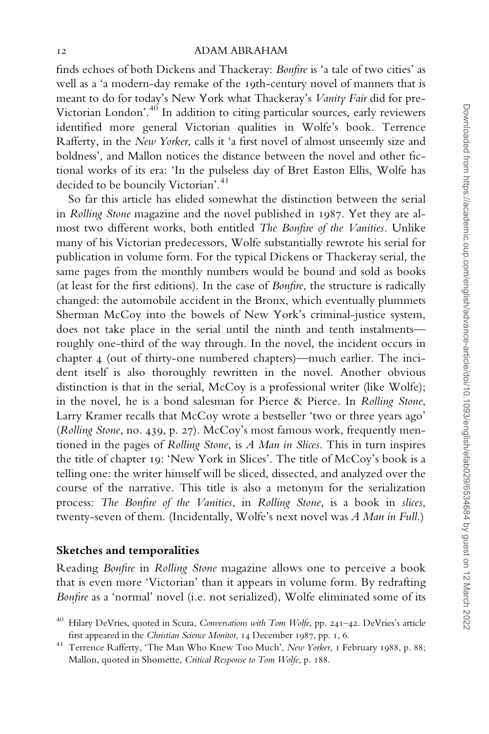finds echoes of both Dickens and Thackeray: *Bonfire* is 'a tale of two cities' as well as a 'a modern-day remake of the 19th-century novel of manners that is meant to do for today's New York what Thackeray's *Vanity Fair* did for pre-Victorian London'.[40] In addition to citing particular sources, early reviewers identified more general Victorian qualities in Wolfe's book. Terrence Rafferty, in the *New Yorker*, calls it 'a first novel of almost unseemly size and boldness', and Mallon notices the distance between the novel and other fictional works of its era: 'In the pulseless day of Bret Easton Ellis, Wolfe has decided to be bouncily Victorian'.[41]

So far this article has elided somewhat the distinction between the serial in *Rolling Stone* magazine and the novel published in 1987. Yet they are almost two different works, both entitled *The Bonfire of the Vanities*. Unlike many of his Victorian predecessors, Wolfe substantially rewrote his serial for publication in volume form. For the typical Dickens or Thackeray serial, the same pages from the monthly numbers would be bound and sold as books (at least for the first editions). In the case of *Bonfire*, the structure is radically changed: the automobile accident in the Bronx, which eventually plummets Sherman McCoy into the bowels of New York's criminal-justice system, does not take place in the serial until the ninth and tenth instalments—roughly one-third of the way through. In the novel, the incident occurs in chapter 4 (out of thirty-one numbered chapters)—much earlier. The incident itself is also thoroughly rewritten in the novel. Another obvious distinction is that in the serial, McCoy is a professional writer (like Wolfe); in the novel, he is a bond salesman for Pierce & Pierce. In *Rolling Stone*, Larry Kramer recalls that McCoy wrote a bestseller 'two or three years ago' (*Rolling Stone*, no. 439, p. 27). McCoy's most famous work, frequently mentioned in the pages of *Rolling Stone*, is *A Man in Slices*. This in turn inspires the title of chapter 19: 'New York in Slices'. The title of McCoy's book is a telling one: the writer himself will be sliced, dissected, and analyzed over the course of the narrative. This title is also a metonym for the serialization process: *The Bonfire of the Vanities*, in *Rolling Stone*, is a book in *slices*, twenty-seven of them. (Incidentally, Wolfe's next novel was *A Man in Full*.)

### Sketches and temporalities

Reading *Bonfire* in *Rolling Stone* magazine allows one to perceive a book that is even more 'Victorian' than it appears in volume form. By redrafting *Bonfire* as a 'normal' novel (i.e. not serialized), Wolfe eliminated some of its

---

[40] Hilary DeVries, quoted in Scura, *Conversations with Tom Wolfe*, pp. 241–42. DeVries's article first appeared in the *Christian Science Monitor*, 14 December 1987, pp. 1, 6.

[41] Terrence Rafferty, 'The Man Who Knew Too Much', *New Yorker*, 1 February 1988, p. 88; Mallon, quoted in Shomette, *Critical Response to Tom Wolfe*, p. 188.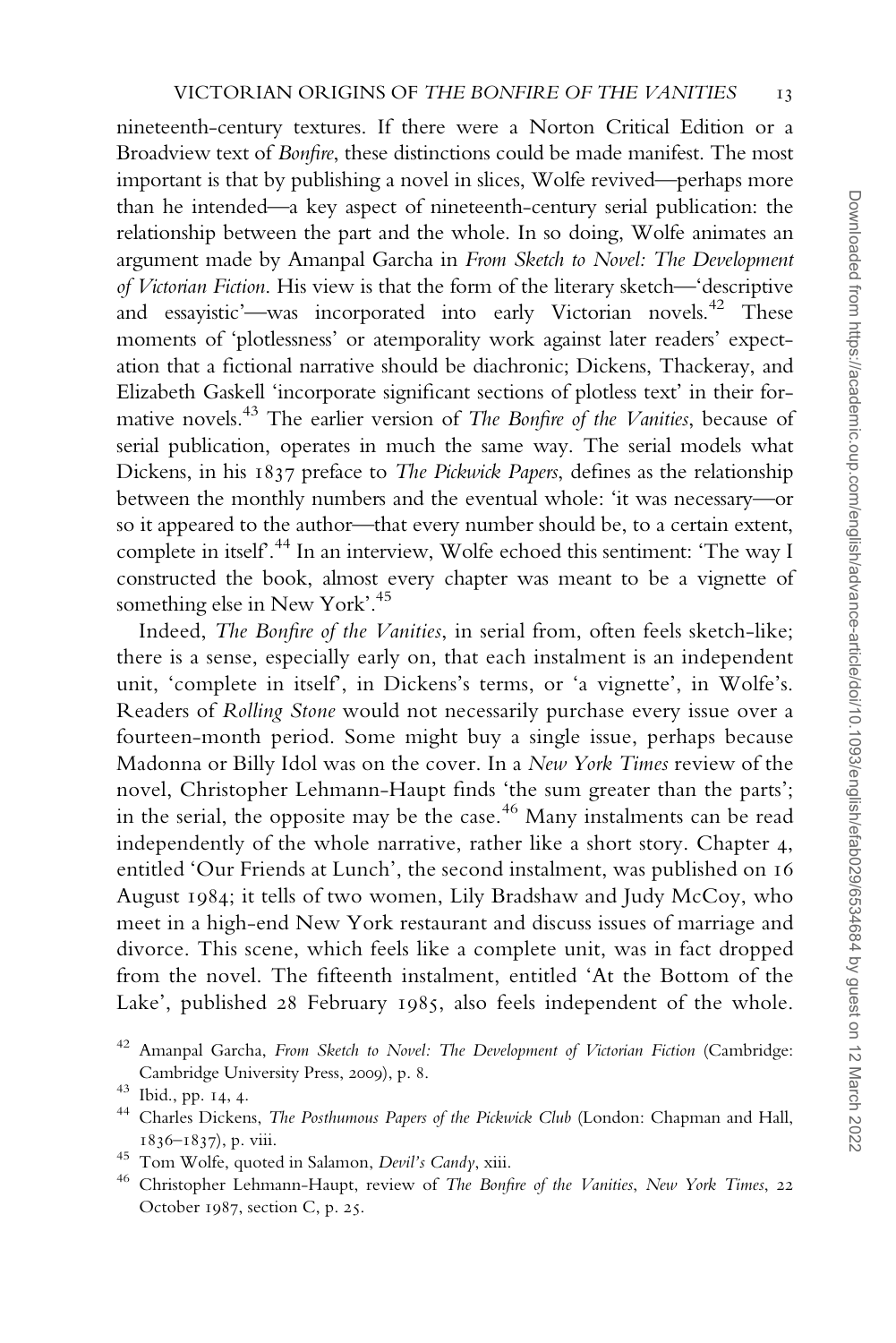nineteenth-century textures. If there were a Norton Critical Edition or a Broadview text of *Bonfire*, these distinctions could be made manifest. The most important is that by publishing a novel in slices, Wolfe revived—perhaps more than he intended—a key aspect of nineteenth-century serial publication: the relationship between the part and the whole. In so doing, Wolfe animates an argument made by Amanpal Garcha in *From Sketch to Novel: The Development of Victorian Fiction*. His view is that the form of the literary sketch—'descriptive and essayistic'—was incorporated into early Victorian novels.[42] These moments of 'plotlessness' or atemporality work against later readers' expectation that a fictional narrative should be diachronic; Dickens, Thackeray, and Elizabeth Gaskell 'incorporate significant sections of plotless text' in their formative novels.[43] The earlier version of *The Bonfire of the Vanities*, because of serial publication, operates in much the same way. The serial models what Dickens, in his 1837 preface to *The Pickwick Papers*, defines as the relationship between the monthly numbers and the eventual whole: 'it was necessary—or so it appeared to the author—that every number should be, to a certain extent, complete in itself'.[44] In an interview, Wolfe echoed this sentiment: 'The way I constructed the book, almost every chapter was meant to be a vignette of something else in New York'.[45]

Indeed, *The Bonfire of the Vanities*, in serial from, often feels sketch-like; there is a sense, especially early on, that each instalment is an independent unit, 'complete in itself', in Dickens's terms, or 'a vignette', in Wolfe's. Readers of *Rolling Stone* would not necessarily purchase every issue over a fourteen-month period. Some might buy a single issue, perhaps because Madonna or Billy Idol was on the cover. In a *New York Times* review of the novel, Christopher Lehmann-Haupt finds 'the sum greater than the parts'; in the serial, the opposite may be the case.[46] Many instalments can be read independently of the whole narrative, rather like a short story. Chapter 4, entitled 'Our Friends at Lunch', the second instalment, was published on 16 August 1984; it tells of two women, Lily Bradshaw and Judy McCoy, who meet in a high-end New York restaurant and discuss issues of marriage and divorce. This scene, which feels like a complete unit, was in fact dropped from the novel. The fifteenth instalment, entitled 'At the Bottom of the Lake', published 28 February 1985, also feels independent of the whole.

[42] Amanpal Garcha, *From Sketch to Novel: The Development of Victorian Fiction* (Cambridge: Cambridge University Press, 2009), p. 8.

[43] Ibid., pp. 14, 4.

[44] Charles Dickens, *The Posthumous Papers of the Pickwick Club* (London: Chapman and Hall, 1836–1837), p. viii.

[45] Tom Wolfe, quoted in Salamon, *Devil's Candy*, xiii.

[46] Christopher Lehmann-Haupt, review of *The Bonfire of the Vanities*, *New York Times*, 22 October 1987, section C, p. 25.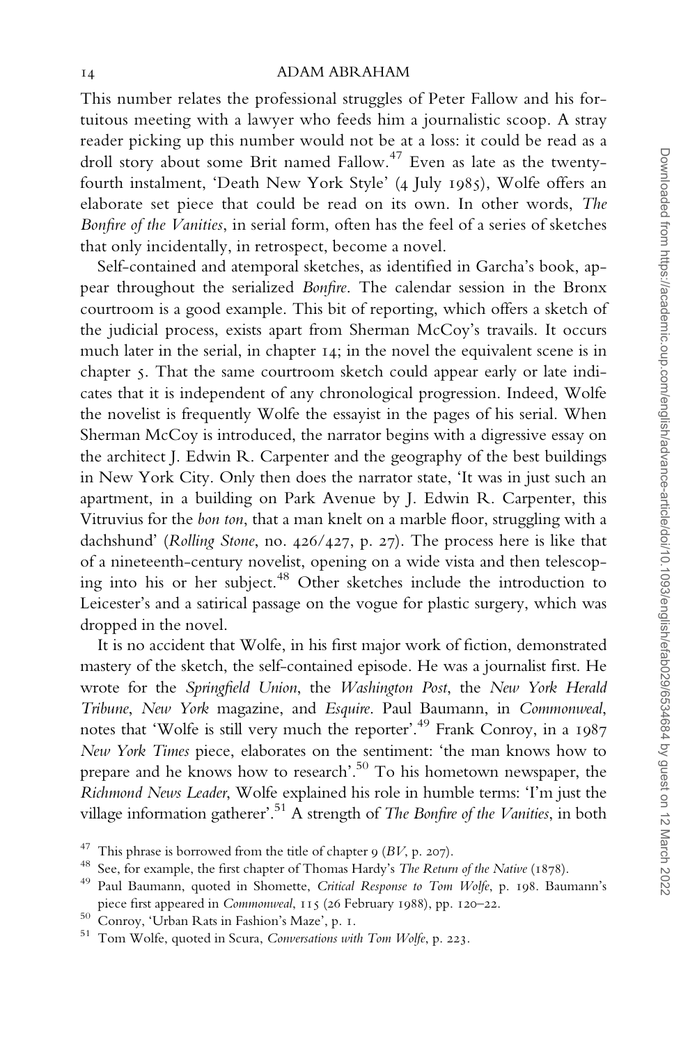This number relates the professional struggles of Peter Fallow and his fortuitous meeting with a lawyer who feeds him a journalistic scoop. A stray reader picking up this number would not be at a loss: it could be read as a droll story about some Brit named Fallow.[47] Even as late as the twenty-fourth instalment, 'Death New York Style' (4 July 1985), Wolfe offers an elaborate set piece that could be read on its own. In other words, *The Bonfire of the Vanities*, in serial form, often has the feel of a series of sketches that only incidentally, in retrospect, become a novel.

Self-contained and atemporal sketches, as identified in Garcha's book, appear throughout the serialized *Bonfire*. The calendar session in the Bronx courtroom is a good example. This bit of reporting, which offers a sketch of the judicial process, exists apart from Sherman McCoy's travails. It occurs much later in the serial, in chapter 14; in the novel the equivalent scene is in chapter 5. That the same courtroom sketch could appear early or late indicates that it is independent of any chronological progression. Indeed, Wolfe the novelist is frequently Wolfe the essayist in the pages of his serial. When Sherman McCoy is introduced, the narrator begins with a digressive essay on the architect J. Edwin R. Carpenter and the geography of the best buildings in New York City. Only then does the narrator state, 'It was in just such an apartment, in a building on Park Avenue by J. Edwin R. Carpenter, this Vitruvius for the *bon ton*, that a man knelt on a marble floor, struggling with a dachshund' (*Rolling Stone*, no. 426/427, p. 27). The process here is like that of a nineteenth-century novelist, opening on a wide vista and then telescoping into his or her subject.[48] Other sketches include the introduction to Leicester's and a satirical passage on the vogue for plastic surgery, which was dropped in the novel.

It is no accident that Wolfe, in his first major work of fiction, demonstrated mastery of the sketch, the self-contained episode. He was a journalist first. He wrote for the *Springfield Union*, the *Washington Post*, the *New York Herald Tribune*, *New York* magazine, and *Esquire*. Paul Baumann, in *Commonweal*, notes that 'Wolfe is still very much the reporter'.[49] Frank Conroy, in a 1987 *New York Times* piece, elaborates on the sentiment: 'the man knows how to prepare and he knows how to research'.[50] To his hometown newspaper, the *Richmond News Leader*, Wolfe explained his role in humble terms: 'I'm just the village information gatherer'.[51] A strength of *The Bonfire of the Vanities*, in both

[47] This phrase is borrowed from the title of chapter 9 (*BV*, p. 207).

[48] See, for example, the first chapter of Thomas Hardy's *The Return of the Native* (1878).

[49] Paul Baumann, quoted in Shomette, *Critical Response to Tom Wolfe*, p. 198. Baumann's piece first appeared in *Commonweal*, 115 (26 February 1988), pp. 120–22.

[50] Conroy, 'Urban Rats in Fashion's Maze', p. 1.

[51] Tom Wolfe, quoted in Scura, *Conversations with Tom Wolfe*, p. 223.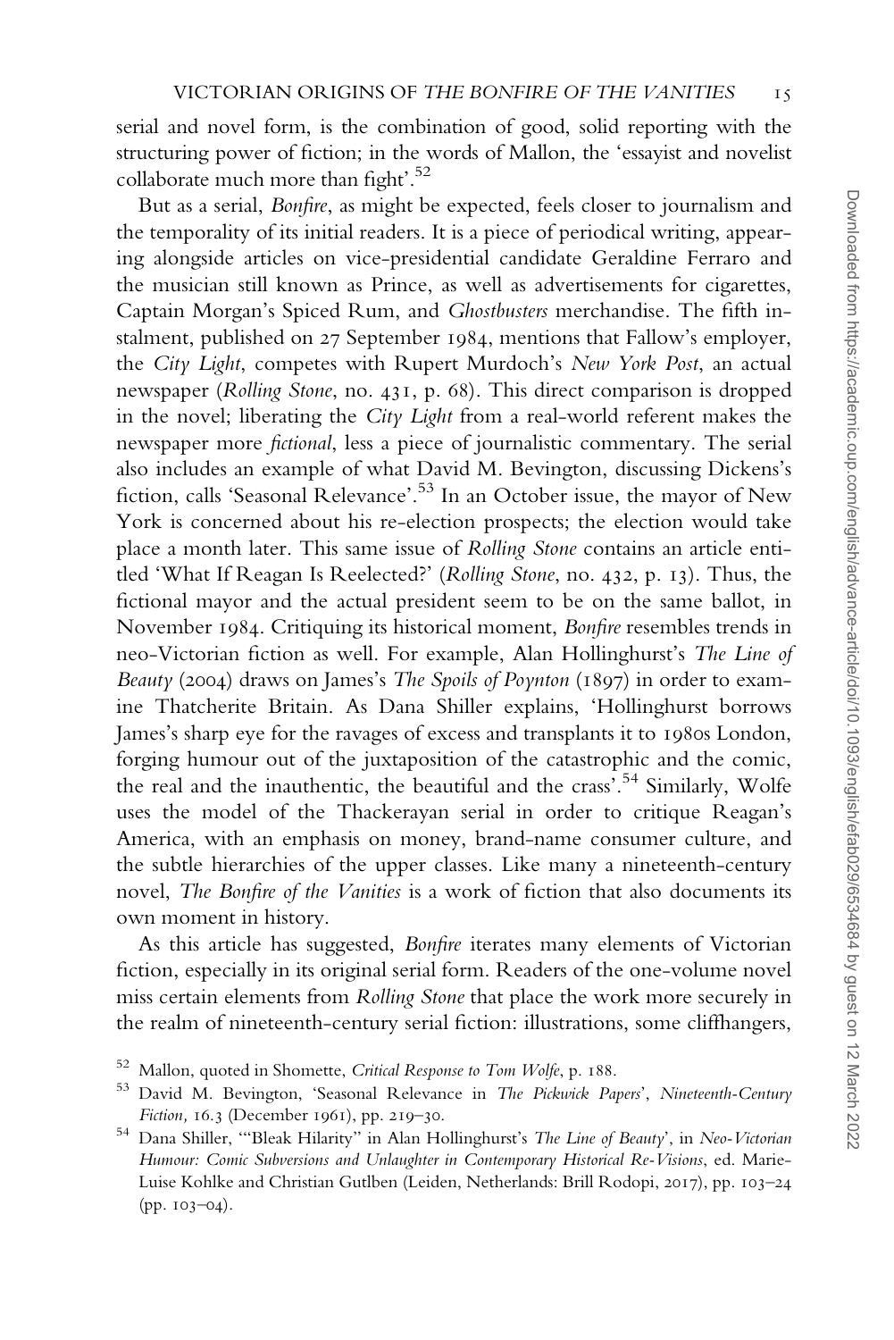serial and novel form, is the combination of good, solid reporting with the structuring power of fiction; in the words of Mallon, the 'essayist and novelist collaborate much more than fight'.[52]

But as a serial, *Bonfire*, as might be expected, feels closer to journalism and the temporality of its initial readers. It is a piece of periodical writing, appearing alongside articles on vice-presidential candidate Geraldine Ferraro and the musician still known as Prince, as well as advertisements for cigarettes, Captain Morgan's Spiced Rum, and *Ghostbusters* merchandise. The fifth instalment, published on 27 September 1984, mentions that Fallow's employer, the *City Light*, competes with Rupert Murdoch's *New York Post*, an actual newspaper (*Rolling Stone*, no. 431, p. 68). This direct comparison is dropped in the novel; liberating the *City Light* from a real-world referent makes the newspaper more *fictional*, less a piece of journalistic commentary. The serial also includes an example of what David M. Bevington, discussing Dickens's fiction, calls 'Seasonal Relevance'.[53] In an October issue, the mayor of New York is concerned about his re-election prospects; the election would take place a month later. This same issue of *Rolling Stone* contains an article entitled 'What If Reagan Is Reelected?' (*Rolling Stone*, no. 432, p. 13). Thus, the fictional mayor and the actual president seem to be on the same ballot, in November 1984. Critiquing its historical moment, *Bonfire* resembles trends in neo-Victorian fiction as well. For example, Alan Hollinghurst's *The Line of Beauty* (2004) draws on James's *The Spoils of Poynton* (1897) in order to examine Thatcherite Britain. As Dana Shiller explains, 'Hollinghurst borrows James's sharp eye for the ravages of excess and transplants it to 1980s London, forging humour out of the juxtaposition of the catastrophic and the comic, the real and the inauthentic, the beautiful and the crass'.[54] Similarly, Wolfe uses the model of the Thackerayan serial in order to critique Reagan's America, with an emphasis on money, brand-name consumer culture, and the subtle hierarchies of the upper classes. Like many a nineteenth-century novel, *The Bonfire of the Vanities* is a work of fiction that also documents its own moment in history.

As this article has suggested, *Bonfire* iterates many elements of Victorian fiction, especially in its original serial form. Readers of the one-volume novel miss certain elements from *Rolling Stone* that place the work more securely in the realm of nineteenth-century serial fiction: illustrations, some cliffhangers,

---

[52] Mallon, quoted in Shomette, *Critical Response to Tom Wolfe*, p. 188.

[53] David M. Bevington, 'Seasonal Relevance in *The Pickwick Papers*', *Nineteenth-Century Fiction*, 16.3 (December 1961), pp. 219–30.

[54] Dana Shiller, '"Bleak Hilarity" in Alan Hollinghurst's *The Line of Beauty*', in *Neo-Victorian Humour: Comic Subversions and Unlaughter in Contemporary Historical Re-Visions*, ed. Marie-Luise Kohlke and Christian Gutlben (Leiden, Netherlands: Brill Rodopi, 2017), pp. 103–24 (pp. 103–04).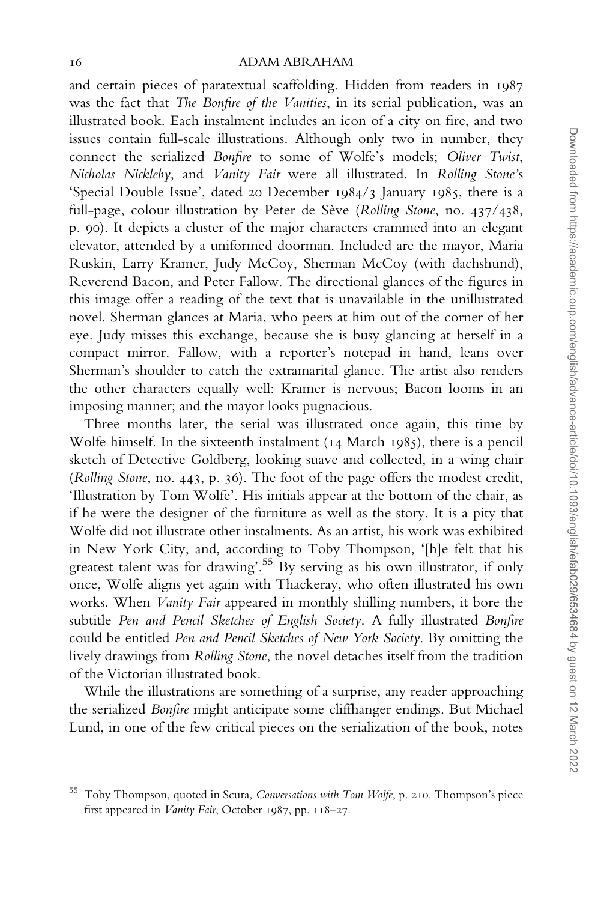and certain pieces of paratextual scaffolding. Hidden from readers in 1987 was the fact that *The Bonfire of the Vanities*, in its serial publication, was an illustrated book. Each instalment includes an icon of a city on fire, and two issues contain full-scale illustrations. Although only two in number, they connect the serialized *Bonfire* to some of Wolfe's models; *Oliver Twist*, *Nicholas Nickleby*, and *Vanity Fair* were all illustrated. In *Rolling Stone*'s 'Special Double Issue', dated 20 December 1984/3 January 1985, there is a full-page, colour illustration by Peter de Sève (*Rolling Stone*, no. 437/438, p. 90). It depicts a cluster of the major characters crammed into an elegant elevator, attended by a uniformed doorman. Included are the mayor, Maria Ruskin, Larry Kramer, Judy McCoy, Sherman McCoy (with dachshund), Reverend Bacon, and Peter Fallow. The directional glances of the figures in this image offer a reading of the text that is unavailable in the unillustrated novel. Sherman glances at Maria, who peers at him out of the corner of her eye. Judy misses this exchange, because she is busy glancing at herself in a compact mirror. Fallow, with a reporter's notepad in hand, leans over Sherman's shoulder to catch the extramarital glance. The artist also renders the other characters equally well: Kramer is nervous; Bacon looms in an imposing manner; and the mayor looks pugnacious.

Three months later, the serial was illustrated once again, this time by Wolfe himself. In the sixteenth instalment (14 March 1985), there is a pencil sketch of Detective Goldberg, looking suave and collected, in a wing chair (*Rolling Stone*, no. 443, p. 36). The foot of the page offers the modest credit, 'Illustration by Tom Wolfe'. His initials appear at the bottom of the chair, as if he were the designer of the furniture as well as the story. It is a pity that Wolfe did not illustrate other instalments. As an artist, his work was exhibited in New York City, and, according to Toby Thompson, '[h]e felt that his greatest talent was for drawing'.[55] By serving as his own illustrator, if only once, Wolfe aligns yet again with Thackeray, who often illustrated his own works. When *Vanity Fair* appeared in monthly shilling numbers, it bore the subtitle *Pen and Pencil Sketches of English Society*. A fully illustrated *Bonfire* could be entitled *Pen and Pencil Sketches of New York Society*. By omitting the lively drawings from *Rolling Stone*, the novel detaches itself from the tradition of the Victorian illustrated book.

While the illustrations are something of a surprise, any reader approaching the serialized *Bonfire* might anticipate some cliffhanger endings. But Michael Lund, in one of the few critical pieces on the serialization of the book, notes

[55] Toby Thompson, quoted in Scura, *Conversations with Tom Wolfe*, p. 210. Thompson's piece first appeared in *Vanity Fair*, October 1987, pp. 118–27.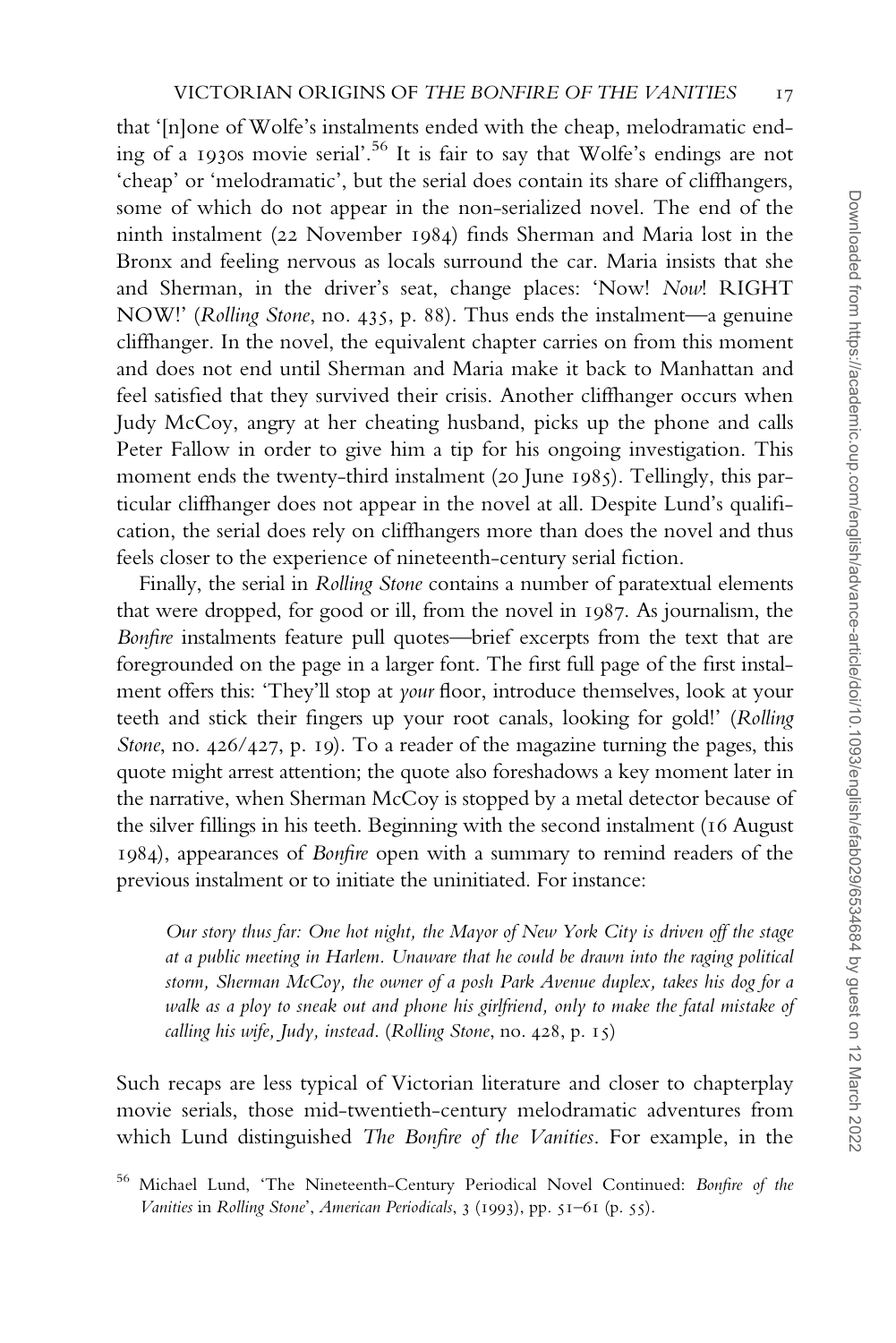that '[n]one of Wolfe's instalments ended with the cheap, melodramatic ending of a 1930s movie serial'.[56] It is fair to say that Wolfe's endings are not 'cheap' or 'melodramatic', but the serial does contain its share of cliffhangers, some of which do not appear in the non-serialized novel. The end of the ninth instalment (22 November 1984) finds Sherman and Maria lost in the Bronx and feeling nervous as locals surround the car. Maria insists that she and Sherman, in the driver's seat, change places: 'Now! *Now*! RIGHT NOW!' (*Rolling Stone*, no. 435, p. 88). Thus ends the instalment—a genuine cliffhanger. In the novel, the equivalent chapter carries on from this moment and does not end until Sherman and Maria make it back to Manhattan and feel satisfied that they survived their crisis. Another cliffhanger occurs when Judy McCoy, angry at her cheating husband, picks up the phone and calls Peter Fallow in order to give him a tip for his ongoing investigation. This moment ends the twenty-third instalment (20 June 1985). Tellingly, this particular cliffhanger does not appear in the novel at all. Despite Lund's qualification, the serial does rely on cliffhangers more than does the novel and thus feels closer to the experience of nineteenth-century serial fiction.

Finally, the serial in *Rolling Stone* contains a number of paratextual elements that were dropped, for good or ill, from the novel in 1987. As journalism, the *Bonfire* instalments feature pull quotes—brief excerpts from the text that are foregrounded on the page in a larger font. The first full page of the first instalment offers this: 'They'll stop at *your* floor, introduce themselves, look at your teeth and stick their fingers up your root canals, looking for gold!' (*Rolling Stone*, no. 426/427, p. 19). To a reader of the magazine turning the pages, this quote might arrest attention; the quote also foreshadows a key moment later in the narrative, when Sherman McCoy is stopped by a metal detector because of the silver fillings in his teeth. Beginning with the second instalment (16 August 1984), appearances of *Bonfire* open with a summary to remind readers of the previous instalment or to initiate the uninitiated. For instance:

> *Our story thus far: One hot night, the Mayor of New York City is driven off the stage at a public meeting in Harlem. Unaware that he could be drawn into the raging political storm, Sherman McCoy, the owner of a posh Park Avenue duplex, takes his dog for a walk as a ploy to sneak out and phone his girlfriend, only to make the fatal mistake of calling his wife, Judy, instead.* (*Rolling Stone*, no. 428, p. 15)

Such recaps are less typical of Victorian literature and closer to chapterplay movie serials, those mid-twentieth-century melodramatic adventures from which Lund distinguished *The Bonfire of the Vanities*. For example, in the

[56] Michael Lund, 'The Nineteenth-Century Periodical Novel Continued: *Bonfire of the Vanities* in *Rolling Stone*', *American Periodicals*, 3 (1993), pp. 51–61 (p. 55).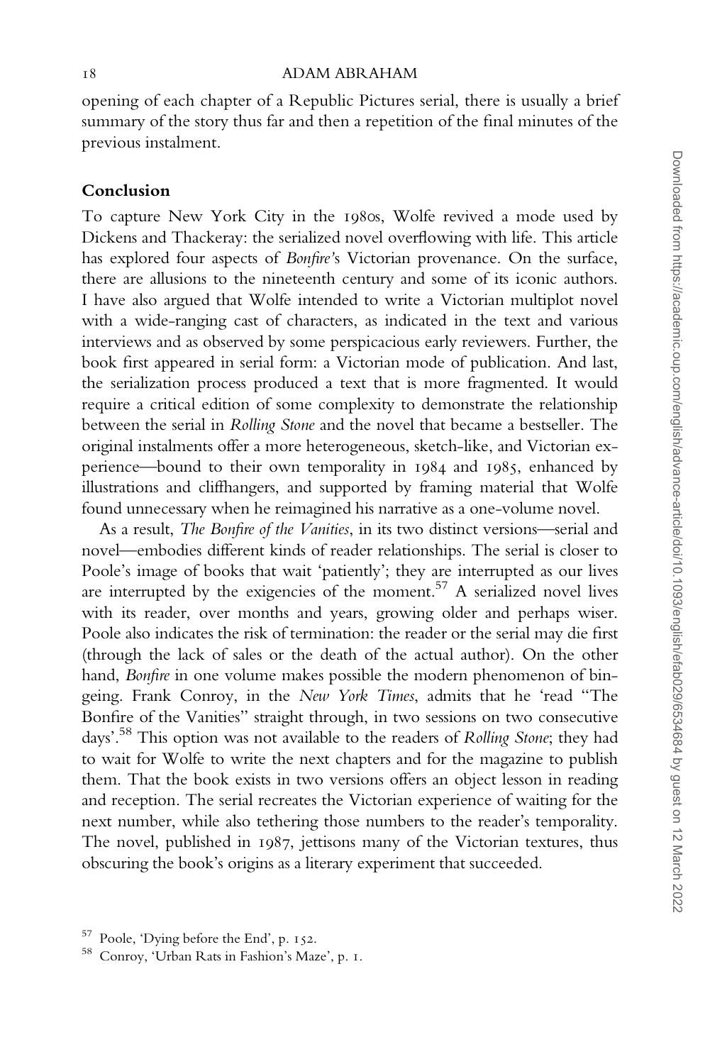opening of each chapter of a Republic Pictures serial, there is usually a brief summary of the story thus far and then a repetition of the final minutes of the previous instalment.

## Conclusion

To capture New York City in the 1980s, Wolfe revived a mode used by Dickens and Thackeray: the serialized novel overflowing with life. This article has explored four aspects of *Bonfire*'s Victorian provenance. On the surface, there are allusions to the nineteenth century and some of its iconic authors. I have also argued that Wolfe intended to write a Victorian multiplot novel with a wide-ranging cast of characters, as indicated in the text and various interviews and as observed by some perspicacious early reviewers. Further, the book first appeared in serial form: a Victorian mode of publication. And last, the serialization process produced a text that is more fragmented. It would require a critical edition of some complexity to demonstrate the relationship between the serial in *Rolling Stone* and the novel that became a bestseller. The original instalments offer a more heterogeneous, sketch-like, and Victorian experience—bound to their own temporality in 1984 and 1985, enhanced by illustrations and cliffhangers, and supported by framing material that Wolfe found unnecessary when he reimagined his narrative as a one-volume novel.

As a result, *The Bonfire of the Vanities*, in its two distinct versions—serial and novel—embodies different kinds of reader relationships. The serial is closer to Poole's image of books that wait 'patiently'; they are interrupted as our lives are interrupted by the exigencies of the moment.[57] A serialized novel lives with its reader, over months and years, growing older and perhaps wiser. Poole also indicates the risk of termination: the reader or the serial may die first (through the lack of sales or the death of the actual author). On the other hand, *Bonfire* in one volume makes possible the modern phenomenon of bingeing. Frank Conroy, in the *New York Times*, admits that he 'read "The Bonfire of the Vanities" straight through, in two sessions on two consecutive days'.[58] This option was not available to the readers of *Rolling Stone*; they had to wait for Wolfe to write the next chapters and for the magazine to publish them. That the book exists in two versions offers an object lesson in reading and reception. The serial recreates the Victorian experience of waiting for the next number, while also tethering those numbers to the reader's temporality. The novel, published in 1987, jettisons many of the Victorian textures, thus obscuring the book's origins as a literary experiment that succeeded.

[57] Poole, 'Dying before the End', p. 152.

[58] Conroy, 'Urban Rats in Fashion's Maze', p. 1.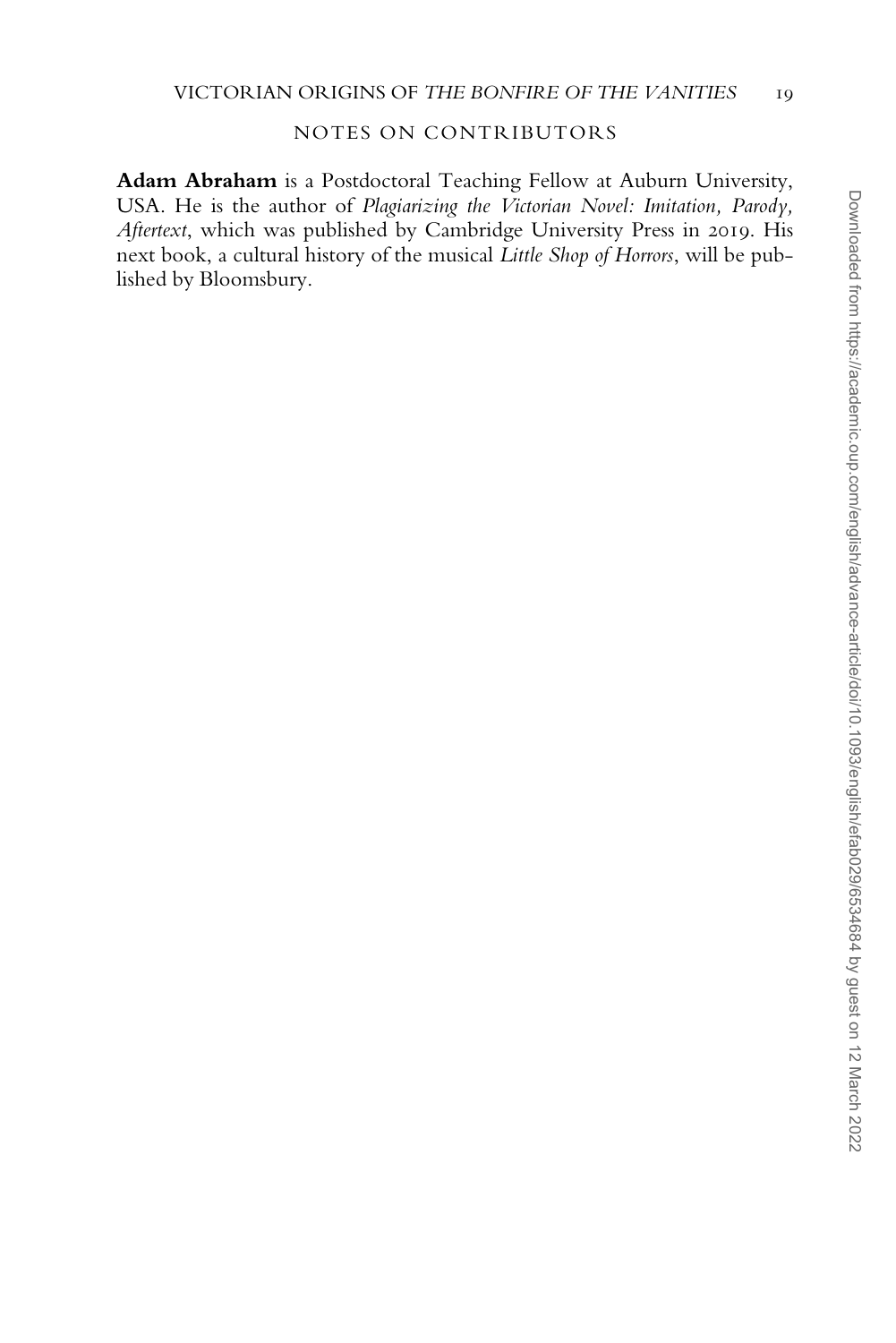## NOTES ON CONTRIBUTORS

**Adam Abraham** is a Postdoctoral Teaching Fellow at Auburn University, USA. He is the author of *Plagiarizing the Victorian Novel: Imitation, Parody, Aftertext*, which was published by Cambridge University Press in 2019. His next book, a cultural history of the musical *Little Shop of Horrors*, will be published by Bloomsbury.